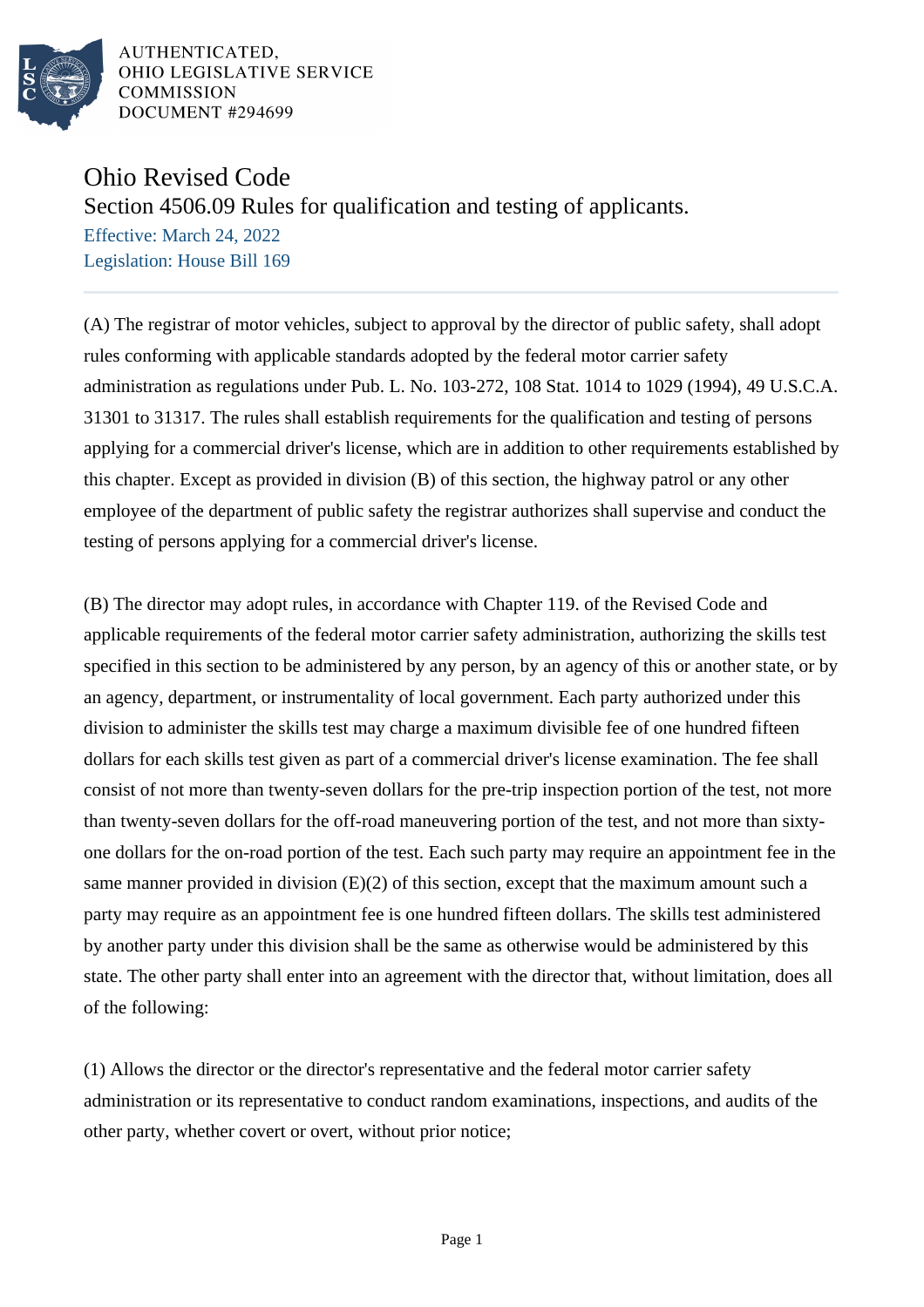AUTHENTICATED,
OHIO LEGISLATIVE SERVICE
COMMISSION
DOCUMENT #294699

# Ohio Revised Code

## Section 4506.09 Rules for qualification and testing of applicants.

Effective: March 24, 2022
Legislation: House Bill 169

(A) The registrar of motor vehicles, subject to approval by the director of public safety, shall adopt rules conforming with applicable standards adopted by the federal motor carrier safety administration as regulations under Pub. L. No. 103-272, 108 Stat. 1014 to 1029 (1994), 49 U.S.C.A. 31301 to 31317. The rules shall establish requirements for the qualification and testing of persons applying for a commercial driver's license, which are in addition to other requirements established by this chapter. Except as provided in division (B) of this section, the highway patrol or any other employee of the department of public safety the registrar authorizes shall supervise and conduct the testing of persons applying for a commercial driver's license.

(B) The director may adopt rules, in accordance with Chapter 119. of the Revised Code and applicable requirements of the federal motor carrier safety administration, authorizing the skills test specified in this section to be administered by any person, by an agency of this or another state, or by an agency, department, or instrumentality of local government. Each party authorized under this division to administer the skills test may charge a maximum divisible fee of one hundred fifteen dollars for each skills test given as part of a commercial driver's license examination. The fee shall consist of not more than twenty-seven dollars for the pre-trip inspection portion of the test, not more than twenty-seven dollars for the off-road maneuvering portion of the test, and not more than sixty-one dollars for the on-road portion of the test. Each such party may require an appointment fee in the same manner provided in division (E)(2) of this section, except that the maximum amount such a party may require as an appointment fee is one hundred fifteen dollars. The skills test administered by another party under this division shall be the same as otherwise would be administered by this state. The other party shall enter into an agreement with the director that, without limitation, does all of the following:

(1) Allows the director or the director's representative and the federal motor carrier safety administration or its representative to conduct random examinations, inspections, and audits of the other party, whether covert or overt, without prior notice;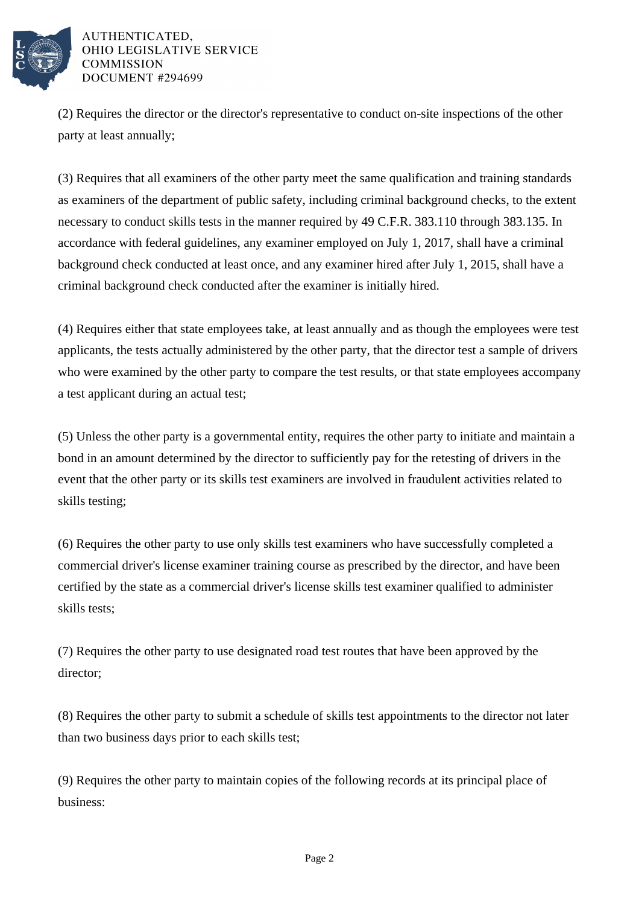(2) Requires the director or the director's representative to conduct on-site inspections of the other party at least annually;

(3) Requires that all examiners of the other party meet the same qualification and training standards as examiners of the department of public safety, including criminal background checks, to the extent necessary to conduct skills tests in the manner required by 49 C.F.R. 383.110 through 383.135. In accordance with federal guidelines, any examiner employed on July 1, 2017, shall have a criminal background check conducted at least once, and any examiner hired after July 1, 2015, shall have a criminal background check conducted after the examiner is initially hired.

(4) Requires either that state employees take, at least annually and as though the employees were test applicants, the tests actually administered by the other party, that the director test a sample of drivers who were examined by the other party to compare the test results, or that state employees accompany a test applicant during an actual test;

(5) Unless the other party is a governmental entity, requires the other party to initiate and maintain a bond in an amount determined by the director to sufficiently pay for the retesting of drivers in the event that the other party or its skills test examiners are involved in fraudulent activities related to skills testing;

(6) Requires the other party to use only skills test examiners who have successfully completed a commercial driver's license examiner training course as prescribed by the director, and have been certified by the state as a commercial driver's license skills test examiner qualified to administer skills tests;

(7) Requires the other party to use designated road test routes that have been approved by the director;

(8) Requires the other party to submit a schedule of skills test appointments to the director not later than two business days prior to each skills test;

(9) Requires the other party to maintain copies of the following records at its principal place of business: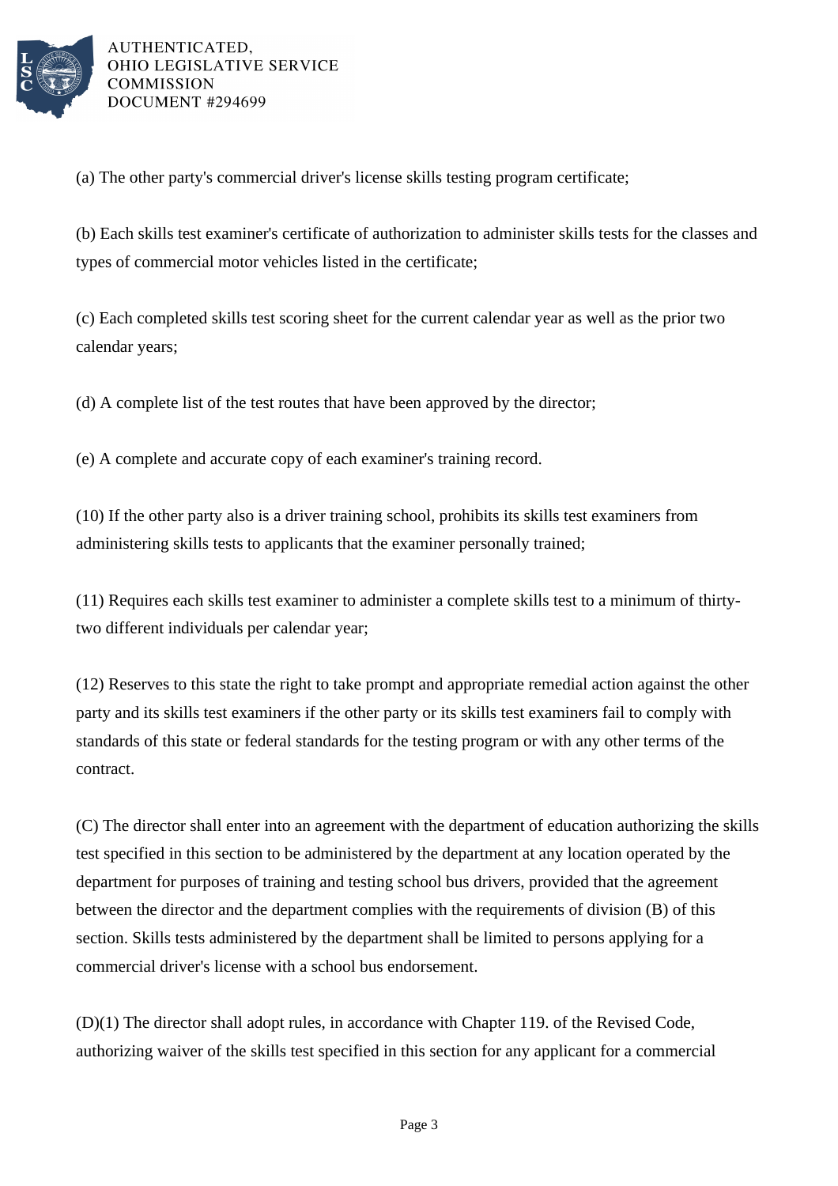(a) The other party's commercial driver's license skills testing program certificate;

(b) Each skills test examiner's certificate of authorization to administer skills tests for the classes and types of commercial motor vehicles listed in the certificate;

(c) Each completed skills test scoring sheet for the current calendar year as well as the prior two calendar years;

(d) A complete list of the test routes that have been approved by the director;

(e) A complete and accurate copy of each examiner's training record.

(10) If the other party also is a driver training school, prohibits its skills test examiners from administering skills tests to applicants that the examiner personally trained;

(11) Requires each skills test examiner to administer a complete skills test to a minimum of thirty-two different individuals per calendar year;

(12) Reserves to this state the right to take prompt and appropriate remedial action against the other party and its skills test examiners if the other party or its skills test examiners fail to comply with standards of this state or federal standards for the testing program or with any other terms of the contract.

(C) The director shall enter into an agreement with the department of education authorizing the skills test specified in this section to be administered by the department at any location operated by the department for purposes of training and testing school bus drivers, provided that the agreement between the director and the department complies with the requirements of division (B) of this section. Skills tests administered by the department shall be limited to persons applying for a commercial driver's license with a school bus endorsement.

(D)(1) The director shall adopt rules, in accordance with Chapter 119. of the Revised Code, authorizing waiver of the skills test specified in this section for any applicant for a commercial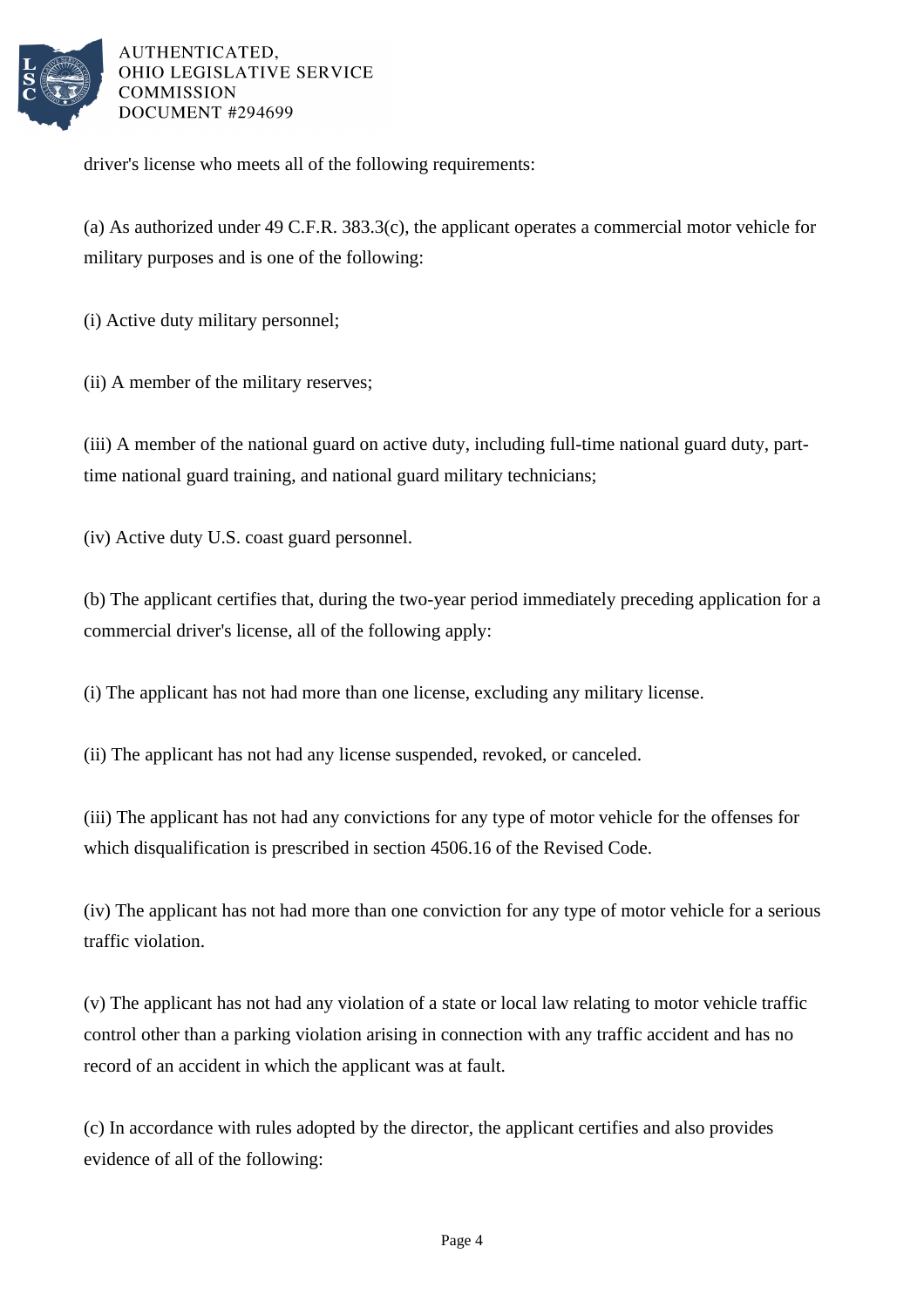driver's license who meets all of the following requirements:

(a) As authorized under 49 C.F.R. 383.3(c), the applicant operates a commercial motor vehicle for military purposes and is one of the following:

(i) Active duty military personnel;

(ii) A member of the military reserves;

(iii) A member of the national guard on active duty, including full-time national guard duty, part-time national guard training, and national guard military technicians;

(iv) Active duty U.S. coast guard personnel.

(b) The applicant certifies that, during the two-year period immediately preceding application for a commercial driver's license, all of the following apply:

(i) The applicant has not had more than one license, excluding any military license.

(ii) The applicant has not had any license suspended, revoked, or canceled.

(iii) The applicant has not had any convictions for any type of motor vehicle for the offenses for which disqualification is prescribed in section 4506.16 of the Revised Code.

(iv) The applicant has not had more than one conviction for any type of motor vehicle for a serious traffic violation.

(v) The applicant has not had any violation of a state or local law relating to motor vehicle traffic control other than a parking violation arising in connection with any traffic accident and has no record of an accident in which the applicant was at fault.

(c) In accordance with rules adopted by the director, the applicant certifies and also provides evidence of all of the following: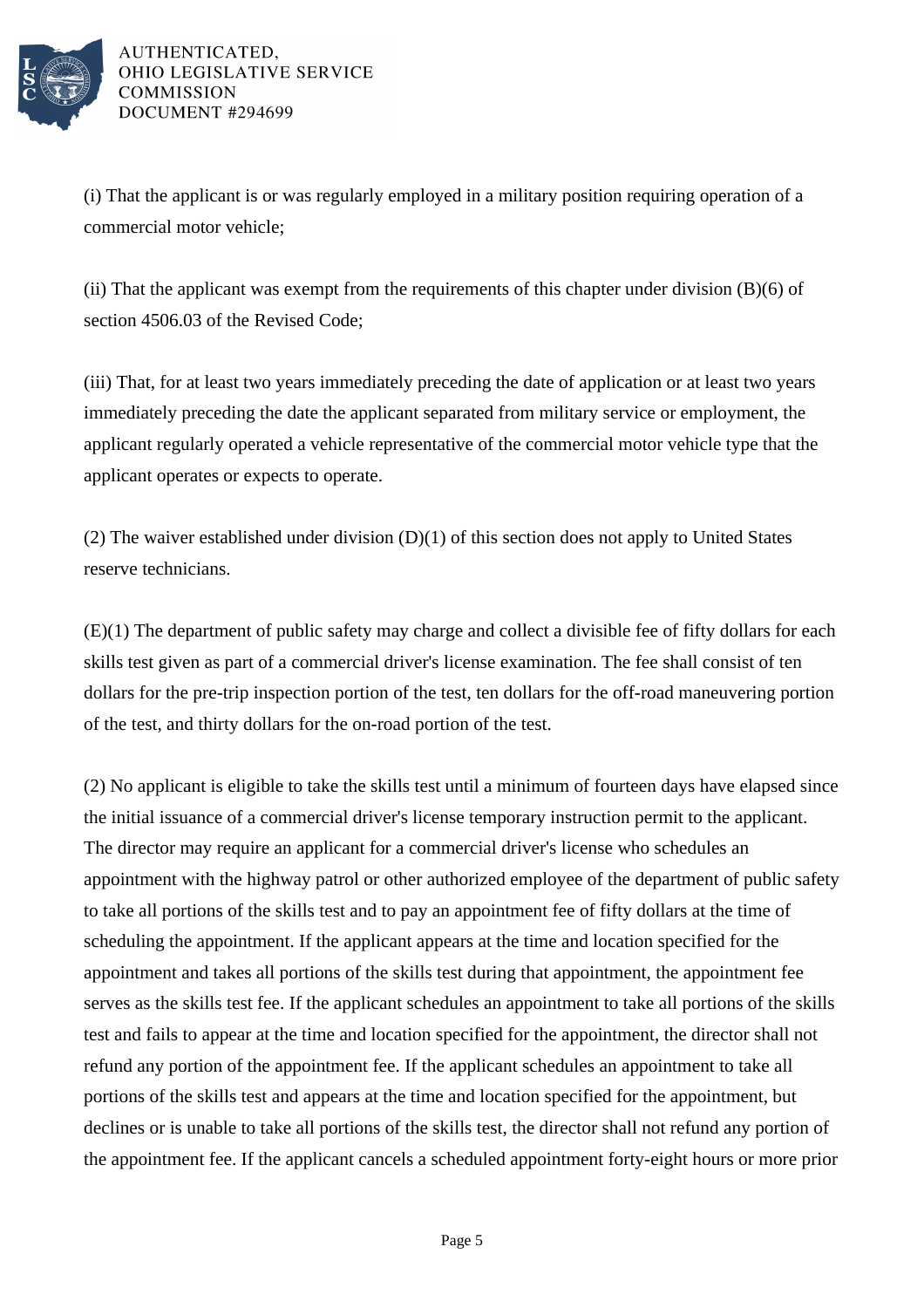(i) That the applicant is or was regularly employed in a military position requiring operation of a commercial motor vehicle;

(ii) That the applicant was exempt from the requirements of this chapter under division (B)(6) of section 4506.03 of the Revised Code;

(iii) That, for at least two years immediately preceding the date of application or at least two years immediately preceding the date the applicant separated from military service or employment, the applicant regularly operated a vehicle representative of the commercial motor vehicle type that the applicant operates or expects to operate.

(2) The waiver established under division (D)(1) of this section does not apply to United States reserve technicians.

(E)(1) The department of public safety may charge and collect a divisible fee of fifty dollars for each skills test given as part of a commercial driver's license examination. The fee shall consist of ten dollars for the pre-trip inspection portion of the test, ten dollars for the off-road maneuvering portion of the test, and thirty dollars for the on-road portion of the test.

(2) No applicant is eligible to take the skills test until a minimum of fourteen days have elapsed since the initial issuance of a commercial driver's license temporary instruction permit to the applicant. The director may require an applicant for a commercial driver's license who schedules an appointment with the highway patrol or other authorized employee of the department of public safety to take all portions of the skills test and to pay an appointment fee of fifty dollars at the time of scheduling the appointment. If the applicant appears at the time and location specified for the appointment and takes all portions of the skills test during that appointment, the appointment fee serves as the skills test fee. If the applicant schedules an appointment to take all portions of the skills test and fails to appear at the time and location specified for the appointment, the director shall not refund any portion of the appointment fee. If the applicant schedules an appointment to take all portions of the skills test and appears at the time and location specified for the appointment, but declines or is unable to take all portions of the skills test, the director shall not refund any portion of the appointment fee. If the applicant cancels a scheduled appointment forty-eight hours or more prior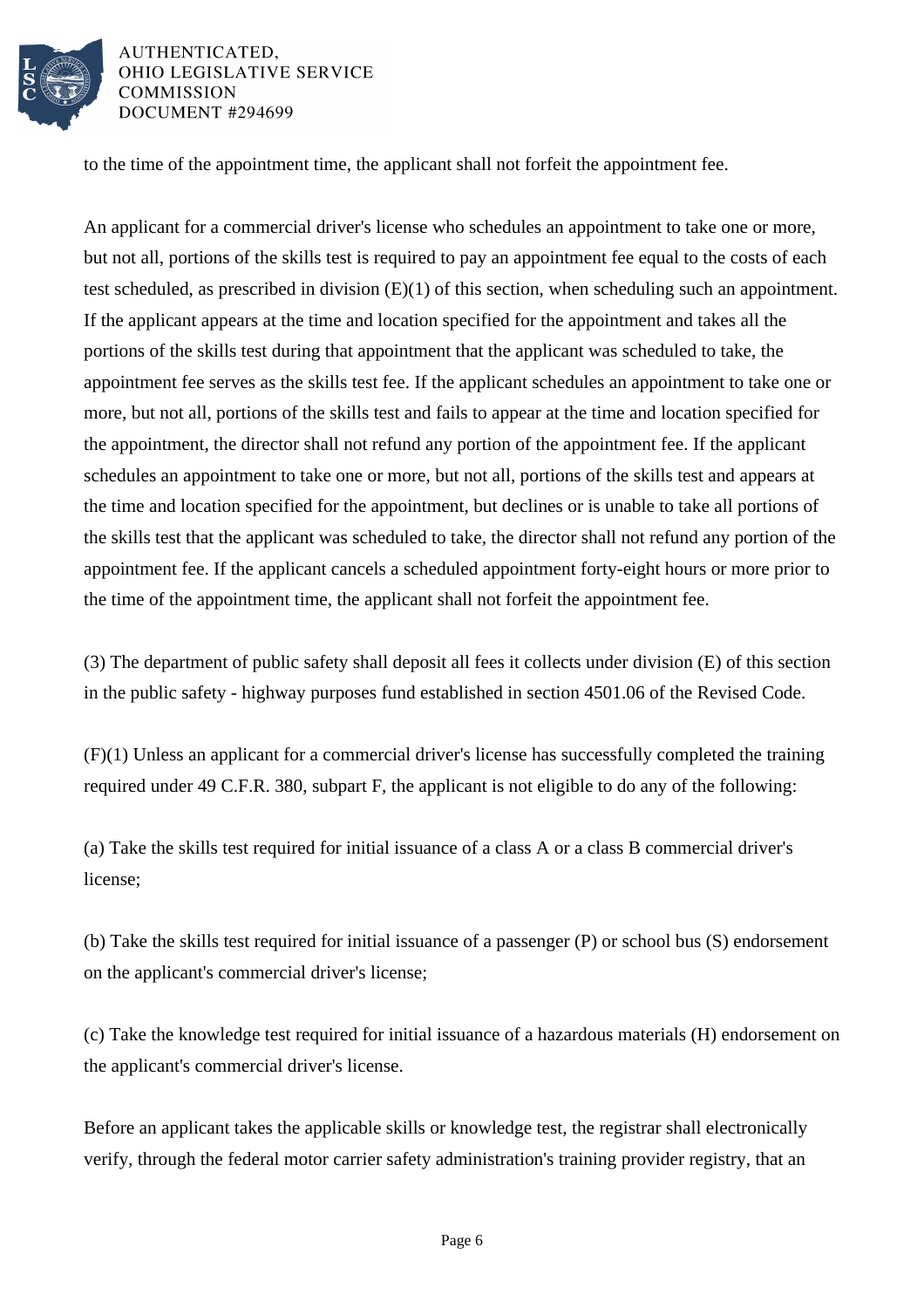to the time of the appointment time, the applicant shall not forfeit the appointment fee.

An applicant for a commercial driver's license who schedules an appointment to take one or more, but not all, portions of the skills test is required to pay an appointment fee equal to the costs of each test scheduled, as prescribed in division (E)(1) of this section, when scheduling such an appointment. If the applicant appears at the time and location specified for the appointment and takes all the portions of the skills test during that appointment that the applicant was scheduled to take, the appointment fee serves as the skills test fee. If the applicant schedules an appointment to take one or more, but not all, portions of the skills test and fails to appear at the time and location specified for the appointment, the director shall not refund any portion of the appointment fee. If the applicant schedules an appointment to take one or more, but not all, portions of the skills test and appears at the time and location specified for the appointment, but declines or is unable to take all portions of the skills test that the applicant was scheduled to take, the director shall not refund any portion of the appointment fee. If the applicant cancels a scheduled appointment forty-eight hours or more prior to the time of the appointment time, the applicant shall not forfeit the appointment fee.

(3) The department of public safety shall deposit all fees it collects under division (E) of this section in the public safety - highway purposes fund established in section 4501.06 of the Revised Code.

(F)(1) Unless an applicant for a commercial driver's license has successfully completed the training required under 49 C.F.R. 380, subpart F, the applicant is not eligible to do any of the following:

(a) Take the skills test required for initial issuance of a class A or a class B commercial driver's license;

(b) Take the skills test required for initial issuance of a passenger (P) or school bus (S) endorsement on the applicant's commercial driver's license;

(c) Take the knowledge test required for initial issuance of a hazardous materials (H) endorsement on the applicant's commercial driver's license.

Before an applicant takes the applicable skills or knowledge test, the registrar shall electronically verify, through the federal motor carrier safety administration's training provider registry, that an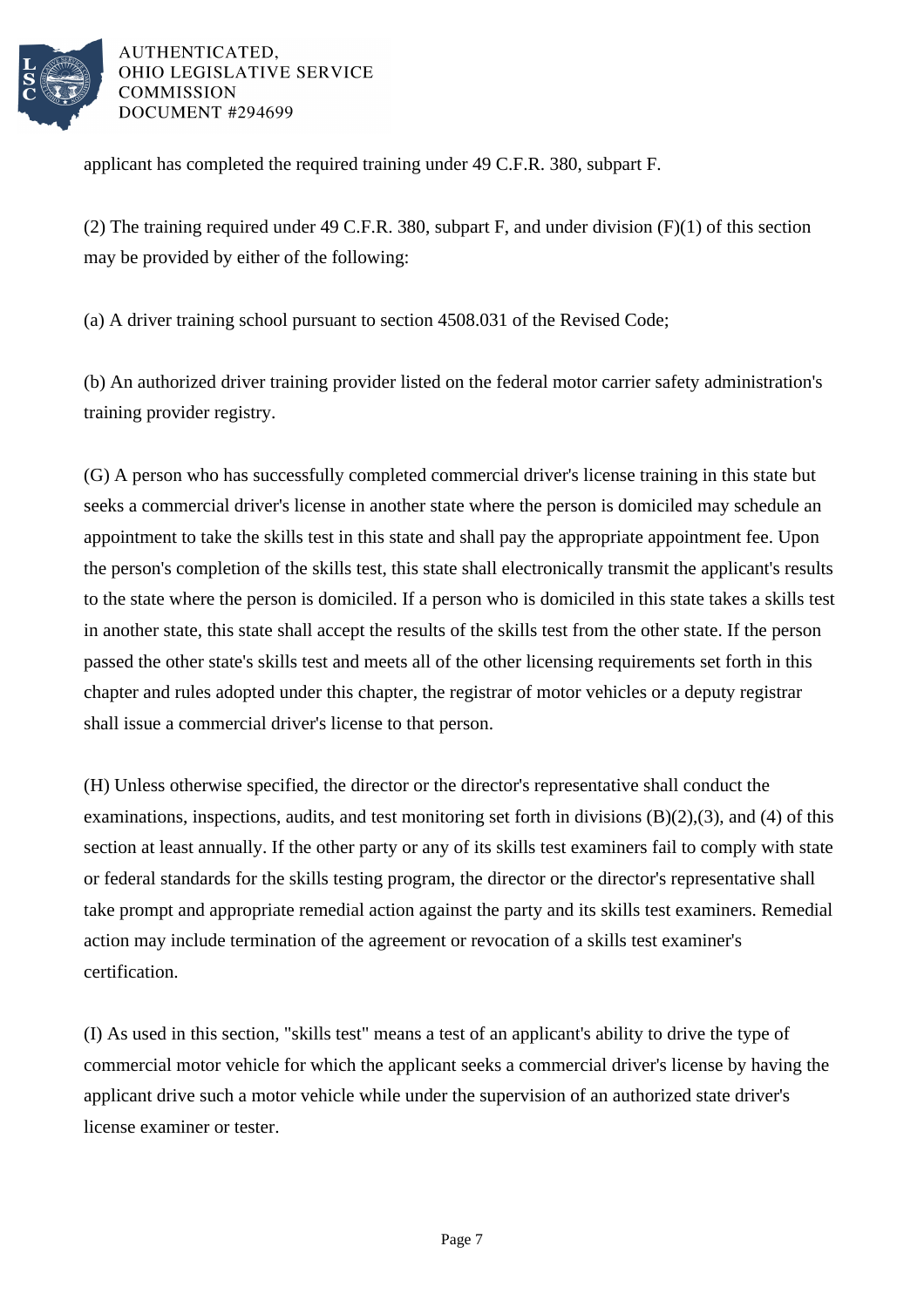applicant has completed the required training under 49 C.F.R. 380, subpart F.

(2) The training required under 49 C.F.R. 380, subpart F, and under division (F)(1) of this section may be provided by either of the following:

(a) A driver training school pursuant to section 4508.031 of the Revised Code;

(b) An authorized driver training provider listed on the federal motor carrier safety administration's training provider registry.

(G) A person who has successfully completed commercial driver's license training in this state but seeks a commercial driver's license in another state where the person is domiciled may schedule an appointment to take the skills test in this state and shall pay the appropriate appointment fee. Upon the person's completion of the skills test, this state shall electronically transmit the applicant's results to the state where the person is domiciled. If a person who is domiciled in this state takes a skills test in another state, this state shall accept the results of the skills test from the other state. If the person passed the other state's skills test and meets all of the other licensing requirements set forth in this chapter and rules adopted under this chapter, the registrar of motor vehicles or a deputy registrar shall issue a commercial driver's license to that person.

(H) Unless otherwise specified, the director or the director's representative shall conduct the examinations, inspections, audits, and test monitoring set forth in divisions (B)(2),(3), and (4) of this section at least annually. If the other party or any of its skills test examiners fail to comply with state or federal standards for the skills testing program, the director or the director's representative shall take prompt and appropriate remedial action against the party and its skills test examiners. Remedial action may include termination of the agreement or revocation of a skills test examiner's certification.

(I) As used in this section, "skills test" means a test of an applicant's ability to drive the type of commercial motor vehicle for which the applicant seeks a commercial driver's license by having the applicant drive such a motor vehicle while under the supervision of an authorized state driver's license examiner or tester.